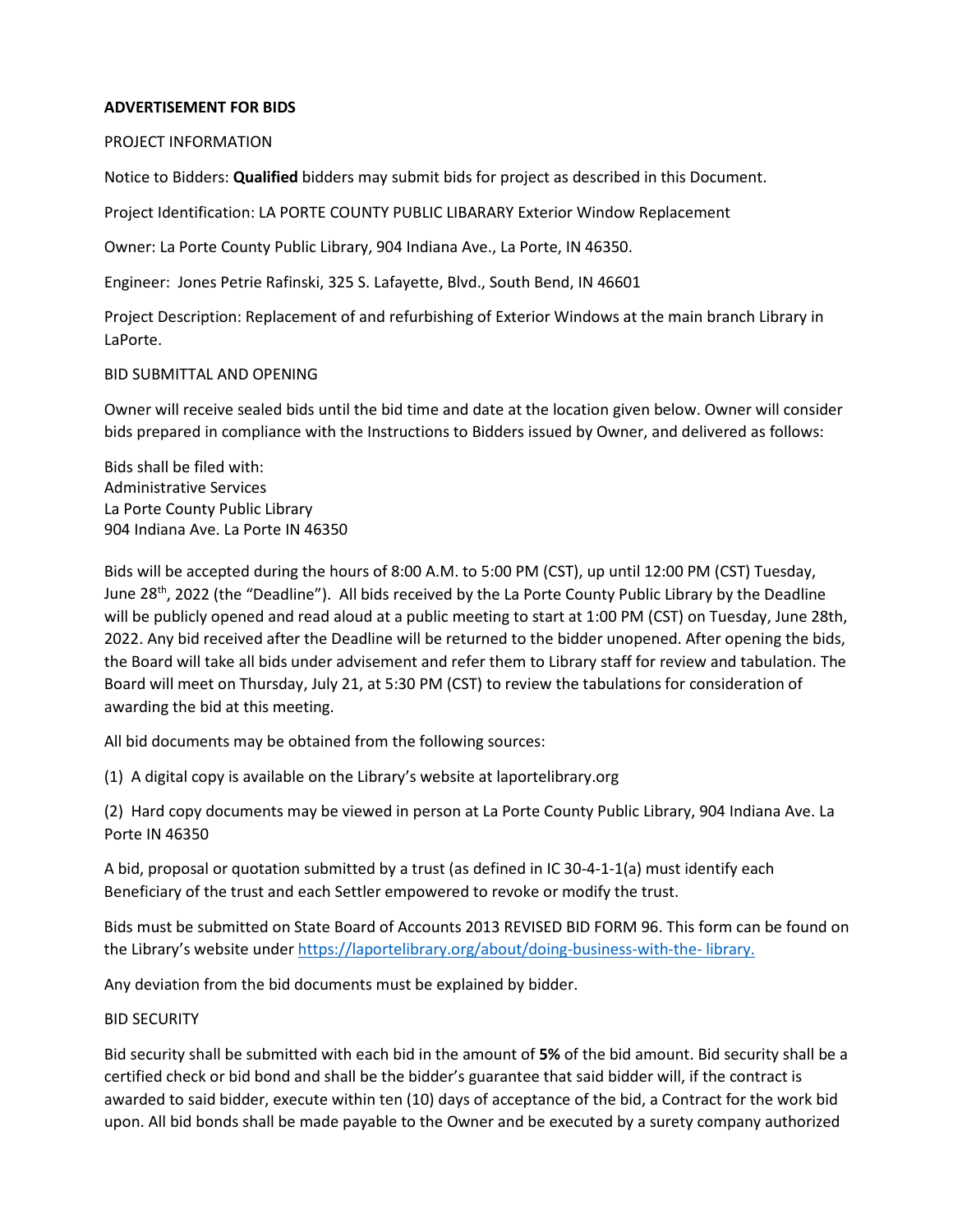**ADVERTISEMENT FOR BIDS**

PROJECT INFORMATION

Notice to Bidders: **Qualified** bidders may submit bids for project as described in this Document.

Project Identification: LA PORTE COUNTY PUBLIC LIBARARY Exterior Window Replacement

Owner: La Porte County Public Library, 904 Indiana Ave., La Porte, IN 46350.

Engineer: Jones Petrie Rafinski, 325 S. Lafayette, Blvd., South Bend, IN 46601

Project Description: Replacement of and refurbishing of Exterior Windows at the main branch Library in LaPorte.

BID SUBMITTAL AND OPENING

Owner will receive sealed bids until the bid time and date at the location given below. Owner will consider bids prepared in compliance with the Instructions to Bidders issued by Owner, and delivered as follows:

Bids shall be filed with:
Administrative Services
La Porte County Public Library
904 Indiana Ave. La Porte IN 46350

Bids will be accepted during the hours of 8:00 A.M. to 5:00 PM (CST), up until 12:00 PM (CST) Tuesday, June 28th, 2022 (the "Deadline"). All bids received by the La Porte County Public Library by the Deadline will be publicly opened and read aloud at a public meeting to start at 1:00 PM (CST) on Tuesday, June 28th, 2022. Any bid received after the Deadline will be returned to the bidder unopened. After opening the bids, the Board will take all bids under advisement and refer them to Library staff for review and tabulation. The Board will meet on Thursday, July 21, at 5:30 PM (CST) to review the tabulations for consideration of awarding the bid at this meeting.

All bid documents may be obtained from the following sources:

(1) A digital copy is available on the Library's website at laportelibrary.org

(2) Hard copy documents may be viewed in person at La Porte County Public Library, 904 Indiana Ave. La Porte IN 46350

A bid, proposal or quotation submitted by a trust (as defined in IC 30-4-1-1(a) must identify each Beneficiary of the trust and each Settler empowered to revoke or modify the trust.

Bids must be submitted on State Board of Accounts 2013 REVISED BID FORM 96. This form can be found on the Library's website under https://laportelibrary.org/about/doing-business-with-the- library.

Any deviation from the bid documents must be explained by bidder.

BID SECURITY

Bid security shall be submitted with each bid in the amount of **5%** of the bid amount. Bid security shall be a certified check or bid bond and shall be the bidder's guarantee that said bidder will, if the contract is awarded to said bidder, execute within ten (10) days of acceptance of the bid, a Contract for the work bid upon. All bid bonds shall be made payable to the Owner and be executed by a surety company authorized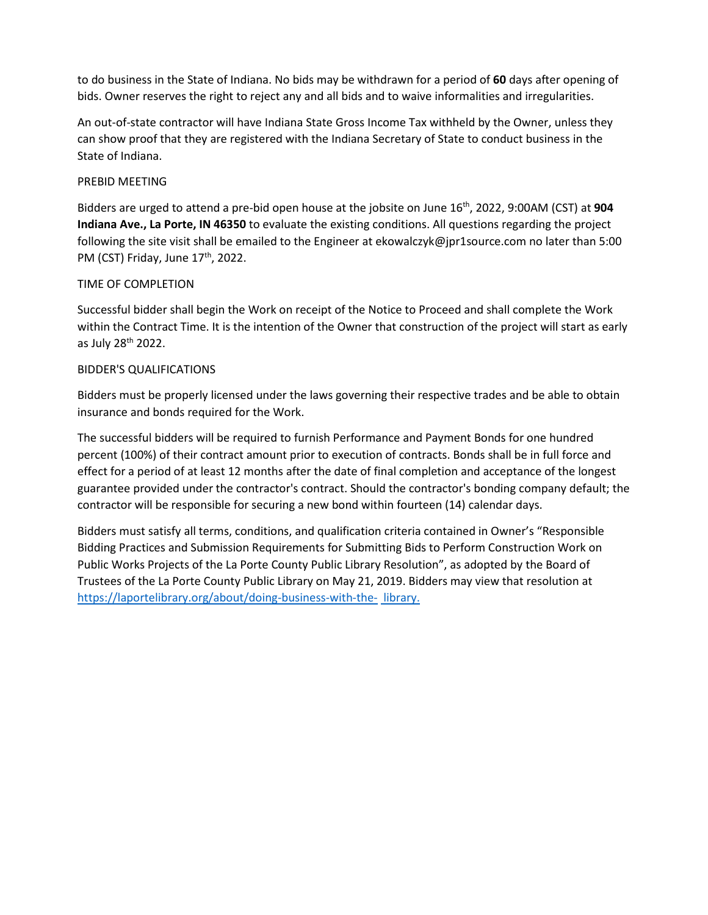to do business in the State of Indiana. No bids may be withdrawn for a period of **60** days after opening of bids. Owner reserves the right to reject any and all bids and to waive informalities and irregularities.

An out-of-state contractor will have Indiana State Gross Income Tax withheld by the Owner, unless they can show proof that they are registered with the Indiana Secretary of State to conduct business in the State of Indiana.

PREBID MEETING

Bidders are urged to attend a pre-bid open house at the jobsite on June 16th, 2022, 9:00AM (CST) at **904 Indiana Ave., La Porte, IN 46350** to evaluate the existing conditions. All questions regarding the project following the site visit shall be emailed to the Engineer at ekowalczyk@jpr1source.com no later than 5:00 PM (CST) Friday, June 17th, 2022.

TIME OF COMPLETION

Successful bidder shall begin the Work on receipt of the Notice to Proceed and shall complete the Work within the Contract Time. It is the intention of the Owner that construction of the project will start as early as July 28th 2022.

BIDDER'S QUALIFICATIONS

Bidders must be properly licensed under the laws governing their respective trades and be able to obtain insurance and bonds required for the Work.

The successful bidders will be required to furnish Performance and Payment Bonds for one hundred percent (100%) of their contract amount prior to execution of contracts. Bonds shall be in full force and effect for a period of at least 12 months after the date of final completion and acceptance of the longest guarantee provided under the contractor's contract. Should the contractor's bonding company default; the contractor will be responsible for securing a new bond within fourteen (14) calendar days.

Bidders must satisfy all terms, conditions, and qualification criteria contained in Owner's "Responsible Bidding Practices and Submission Requirements for Submitting Bids to Perform Construction Work on Public Works Projects of the La Porte County Public Library Resolution", as adopted by the Board of Trustees of the La Porte County Public Library on May 21, 2019. Bidders may view that resolution at https://laportelibrary.org/about/doing-business-with-the- library.